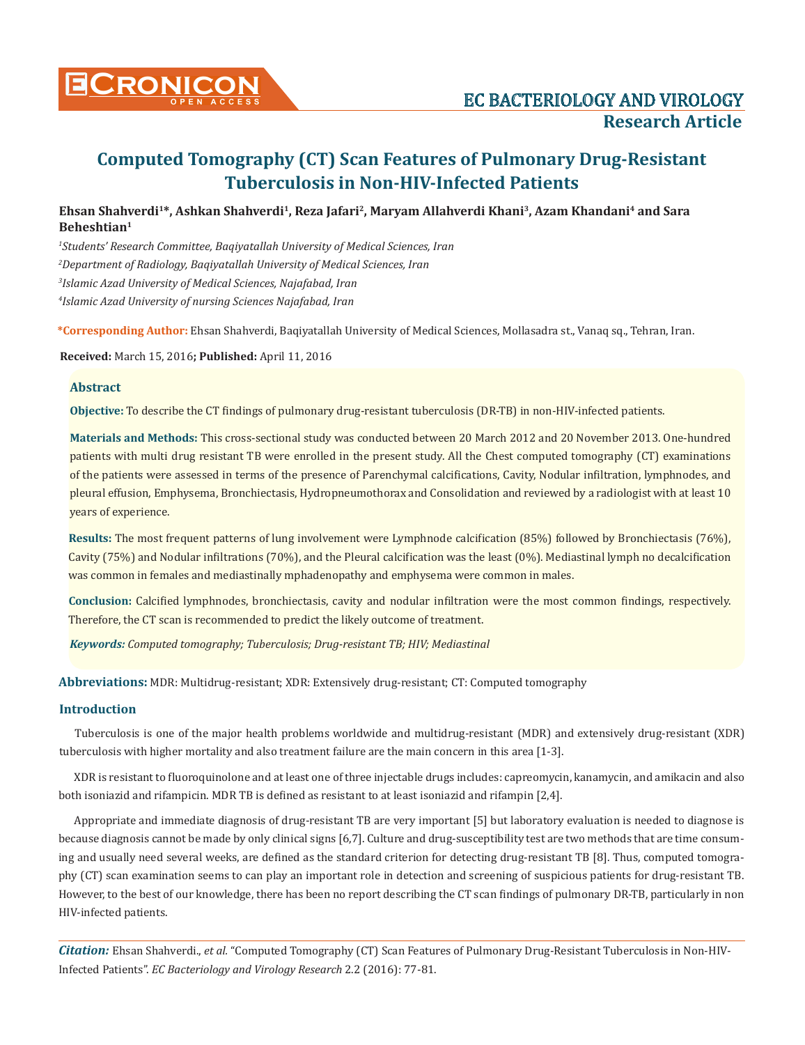# Computed Tomography (CT) Scan Features of Pulmonary Drug-Resistant Tuberculosis in Non-HIV-Infected Patients

**Ehsan Shahverdi[1]*, Ashkan Shahverdi[1], Reza Jafari[2], Maryam Allahverdi Khani[3], Azam Khandani[4] and Sara Beheshtian[1]**

[1]*Students' Research Committee, Baqiyatallah University of Medical Sciences, Iran*

[2]*Department of Radiology, Baqiyatallah University of Medical Sciences, Iran*

[3]*Islamic Azad University of Medical Sciences, Najafabad, Iran*

[4]*Islamic Azad University of nursing Sciences Najafabad, Iran*

**\*Corresponding Author:** Ehsan Shahverdi, Baqiyatallah University of Medical Sciences, Mollasadra st., Vanaq sq., Tehran, Iran.

**Received:** March 15, 2016**; Published:** April 11, 2016

## Abstract

**Objective:** To describe the CT findings of pulmonary drug-resistant tuberculosis (DR-TB) in non-HIV-infected patients.

**Materials and Methods:** This cross-sectional study was conducted between 20 March 2012 and 20 November 2013. One-hundred patients with multi drug resistant TB were enrolled in the present study. All the Chest computed tomography (CT) examinations of the patients were assessed in terms of the presence of Parenchymal calcifications, Cavity, Nodular infiltration, lymphnodes, and pleural effusion, Emphysema, Bronchiectasis, Hydropneumothorax and Consolidation and reviewed by a radiologist with at least 10 years of experience.

**Results:** The most frequent patterns of lung involvement were Lymphnode calcification (85%) followed by Bronchiectasis (76%), Cavity (75%) and Nodular infiltrations (70%), and the Pleural calcification was the least (0%). Mediastinal lymph no decalcification was common in females and mediastinally mphadenopathy and emphysema were common in males.

**Conclusion:** Calcified lymphnodes, bronchiectasis, cavity and nodular infiltration were the most common findings, respectively. Therefore, the CT scan is recommended to predict the likely outcome of treatment.

***Keywords:*** *Computed tomography; Tuberculosis; Drug-resistant TB; HIV; Mediastinal*

**Abbreviations:** MDR: Multidrug-resistant; XDR: Extensively drug-resistant; CT: Computed tomography

## Introduction

Tuberculosis is one of the major health problems worldwide and multidrug-resistant (MDR) and extensively drug-resistant (XDR) tuberculosis with higher mortality and also treatment failure are the main concern in this area [1-3].

XDR is resistant to fluoroquinolone and at least one of three injectable drugs includes: capreomycin, kanamycin, and amikacin and also both isoniazid and rifampicin. MDR TB is defined as resistant to at least isoniazid and rifampin [2,4].

Appropriate and immediate diagnosis of drug-resistant TB are very important [5] but laboratory evaluation is needed to diagnose is because diagnosis cannot be made by only clinical signs [6,7]. Culture and drug-susceptibility test are two methods that are time consuming and usually need several weeks, are defined as the standard criterion for detecting drug-resistant TB [8]. Thus, computed tomography (CT) scan examination seems to can play an important role in detection and screening of suspicious patients for drug-resistant TB. However, to the best of our knowledge, there has been no report describing the CT scan findings of pulmonary DR-TB, particularly in non HIV-infected patients.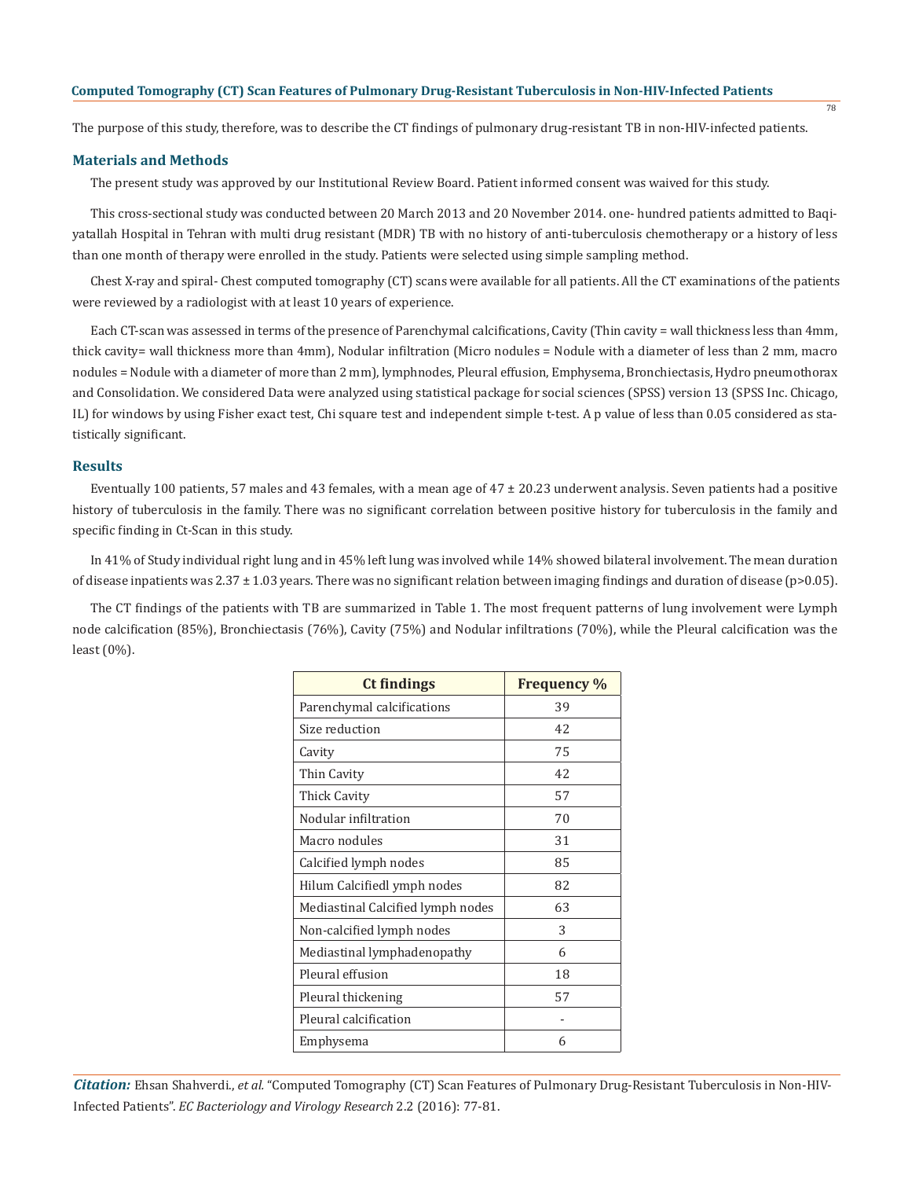The purpose of this study, therefore, was to describe the CT findings of pulmonary drug-resistant TB in non-HIV-infected patients.

## Materials and Methods

The present study was approved by our Institutional Review Board. Patient informed consent was waived for this study.

This cross-sectional study was conducted between 20 March 2013 and 20 November 2014. one- hundred patients admitted to Baqiyatallah Hospital in Tehran with multi drug resistant (MDR) TB with no history of anti-tuberculosis chemotherapy or a history of less than one month of therapy were enrolled in the study. Patients were selected using simple sampling method.

Chest X-ray and spiral- Chest computed tomography (CT) scans were available for all patients. All the CT examinations of the patients were reviewed by a radiologist with at least 10 years of experience.

Each CT-scan was assessed in terms of the presence of Parenchymal calcifications, Cavity (Thin cavity = wall thickness less than 4mm, thick cavity= wall thickness more than 4mm), Nodular infiltration (Micro nodules = Nodule with a diameter of less than 2 mm, macro nodules = Nodule with a diameter of more than 2 mm), lymphnodes, Pleural effusion, Emphysema, Bronchiectasis, Hydro pneumothorax and Consolidation. We considered Data were analyzed using statistical package for social sciences (SPSS) version 13 (SPSS Inc. Chicago, IL) for windows by using Fisher exact test, Chi square test and independent simple t-test. A p value of less than 0.05 considered as statistically significant.

## Results

Eventually 100 patients, 57 males and 43 females, with a mean age of 47 ± 20.23 underwent analysis. Seven patients had a positive history of tuberculosis in the family. There was no significant correlation between positive history for tuberculosis in the family and specific finding in Ct-Scan in this study.

In 41% of Study individual right lung and in 45% left lung was involved while 14% showed bilateral involvement. The mean duration of disease inpatients was 2.37 ± 1.03 years. There was no significant relation between imaging findings and duration of disease ($p>0.05$).

The CT findings of the patients with TB are summarized in Table 1. The most frequent patterns of lung involvement were Lymph node calcification (85%), Bronchiectasis (76%), Cavity (75%) and Nodular infiltrations (70%), while the Pleural calcification was the least (0%).

| Ct findings | Frequency % |
|---|---|
| Parenchymal calcifications | 39 |
| Size reduction | 42 |
| Cavity | 75 |
| Thin Cavity | 42 |
| Thick Cavity | 57 |
| Nodular infiltration | 70 |
| Macro nodules | 31 |
| Calcified lymph nodes | 85 |
| Hilum Calcifiedl ymph nodes | 82 |
| Mediastinal Calcified lymph nodes | 63 |
| Non-calcified lymph nodes | 3 |
| Mediastinal lymphadenopathy | 6 |
| Pleural effusion | 18 |
| Pleural thickening | 57 |
| Pleural calcification | - |
| Emphysema | 6 |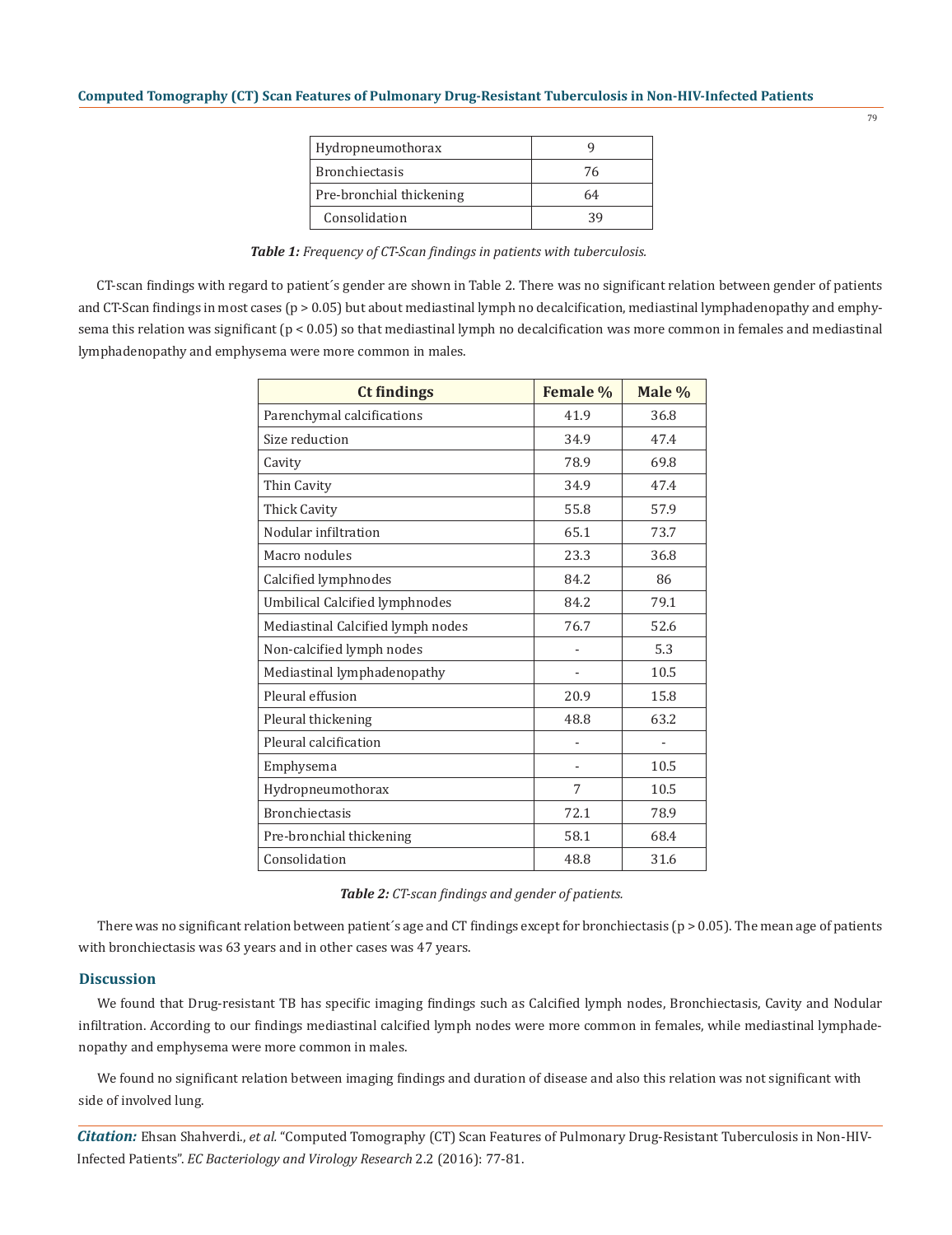| Hydropneumothorax | 9 |
|---|---|
| Bronchiectasis | 76 |
| Pre-bronchial thickening | 64 |
| Consolidation | 39 |

***Table 1:** Frequency of CT-Scan findings in patients with tuberculosis.*

CT-scan findings with regard to patient´s gender are shown in Table 2. There was no significant relation between gender of patients and CT-Scan findings in most cases ($p > 0.05$) but about mediastinal lymph no decalcification, mediastinal lymphadenopathy and emphysema this relation was significant ($p < 0.05$) so that mediastinal lymph no decalcification was more common in females and mediastinal lymphadenopathy and emphysema were more common in males.

| Ct findings | Female % | Male % |
|---|---|---|
| Parenchymal calcifications | 41.9 | 36.8 |
| Size reduction | 34.9 | 47.4 |
| Cavity | 78.9 | 69.8 |
| Thin Cavity | 34.9 | 47.4 |
| Thick Cavity | 55.8 | 57.9 |
| Nodular infiltration | 65.1 | 73.7 |
| Macro nodules | 23.3 | 36.8 |
| Calcified lymphnodes | 84.2 | 86 |
| Umbilical Calcified lymphnodes | 84.2 | 79.1 |
| Mediastinal Calcified lymph nodes | 76.7 | 52.6 |
| Non-calcified lymph nodes | - | 5.3 |
| Mediastinal lymphadenopathy | - | 10.5 |
| Pleural effusion | 20.9 | 15.8 |
| Pleural thickening | 48.8 | 63.2 |
| Pleural calcification | - | - |
| Emphysema | - | 10.5 |
| Hydropneumothorax | 7 | 10.5 |
| Bronchiectasis | 72.1 | 78.9 |
| Pre-bronchial thickening | 58.1 | 68.4 |
| Consolidation | 48.8 | 31.6 |

***Table 2:** CT-scan findings and gender of patients.*

There was no significant relation between patient´s age and CT findings except for bronchiectasis ($p > 0.05$). The mean age of patients with bronchiectasis was 63 years and in other cases was 47 years.

## Discussion

We found that Drug-resistant TB has specific imaging findings such as Calcified lymph nodes, Bronchiectasis, Cavity and Nodular infiltration. According to our findings mediastinal calcified lymph nodes were more common in females, while mediastinal lymphadenopathy and emphysema were more common in males.

We found no significant relation between imaging findings and duration of disease and also this relation was not significant with side of involved lung.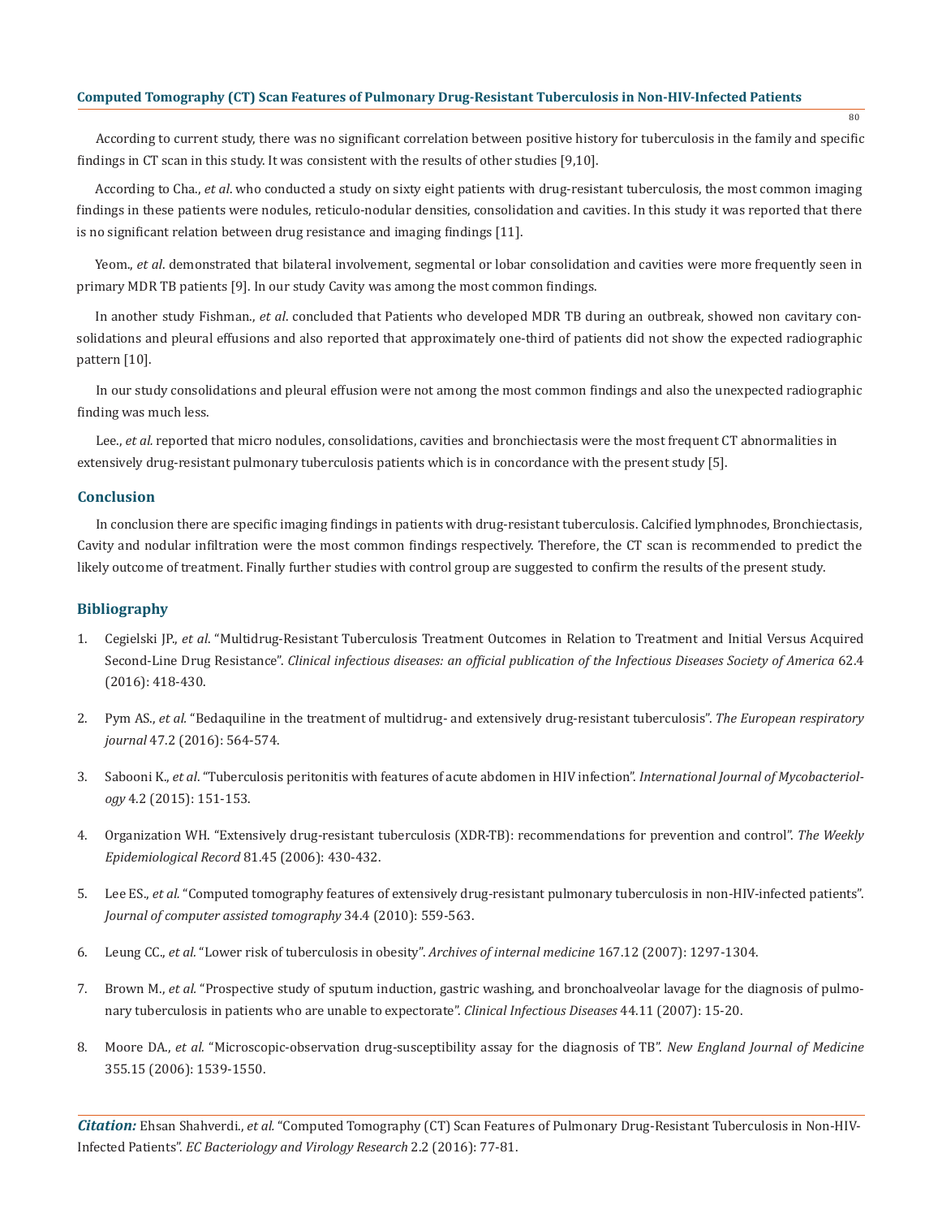According to current study, there was no significant correlation between positive history for tuberculosis in the family and specific findings in CT scan in this study. It was consistent with the results of other studies [9,10].

According to Cha., *et al*. who conducted a study on sixty eight patients with drug-resistant tuberculosis, the most common imaging findings in these patients were nodules, reticulo-nodular densities, consolidation and cavities. In this study it was reported that there is no significant relation between drug resistance and imaging findings [11].

Yeom., *et al*. demonstrated that bilateral involvement, segmental or lobar consolidation and cavities were more frequently seen in primary MDR TB patients [9]. In our study Cavity was among the most common findings.

In another study Fishman., *et al*. concluded that Patients who developed MDR TB during an outbreak, showed non cavitary consolidations and pleural effusions and also reported that approximately one-third of patients did not show the expected radiographic pattern [10].

In our study consolidations and pleural effusion were not among the most common findings and also the unexpected radiographic finding was much less.

Lee., *et al.* reported that micro nodules, consolidations, cavities and bronchiectasis were the most frequent CT abnormalities in extensively drug-resistant pulmonary tuberculosis patients which is in concordance with the present study [5].

## Conclusion

In conclusion there are specific imaging findings in patients with drug-resistant tuberculosis. Calcified lymphnodes, Bronchiectasis, Cavity and nodular infiltration were the most common findings respectively. Therefore, the CT scan is recommended to predict the likely outcome of treatment. Finally further studies with control group are suggested to confirm the results of the present study.

## Bibliography

1. Cegielski JP., *et al*. "Multidrug-Resistant Tuberculosis Treatment Outcomes in Relation to Treatment and Initial Versus Acquired Second-Line Drug Resistance". *Clinical infectious diseases: an official publication of the Infectious Diseases Society of America* 62.4 (2016): 418-430.
2. Pym AS., *et al.* "Bedaquiline in the treatment of multidrug- and extensively drug-resistant tuberculosis". *The European respiratory journal* 47.2 (2016): 564-574.
3. Sabooni K., *et al*. "Tuberculosis peritonitis with features of acute abdomen in HIV infection". *International Journal of Mycobacteriology* 4.2 (2015): 151-153.
4. Organization WH. "Extensively drug-resistant tuberculosis (XDR-TB): recommendations for prevention and control". *The Weekly Epidemiological Record* 81.45 (2006): 430-432.
5. Lee ES., *et al.* "Computed tomography features of extensively drug-resistant pulmonary tuberculosis in non-HIV-infected patients". *Journal of computer assisted tomography* 34.4 (2010): 559-563.
6. Leung CC., *et al.* "Lower risk of tuberculosis in obesity". *Archives of internal medicine* 167.12 (2007): 1297-1304.
7. Brown M., *et al.* "Prospective study of sputum induction, gastric washing, and bronchoalveolar lavage for the diagnosis of pulmonary tuberculosis in patients who are unable to expectorate". *Clinical Infectious Diseases* 44.11 (2007): 15-20.
8. Moore DA., *et al.* "Microscopic-observation drug-susceptibility assay for the diagnosis of TB". *New England Journal of Medicine* 355.15 (2006): 1539-1550.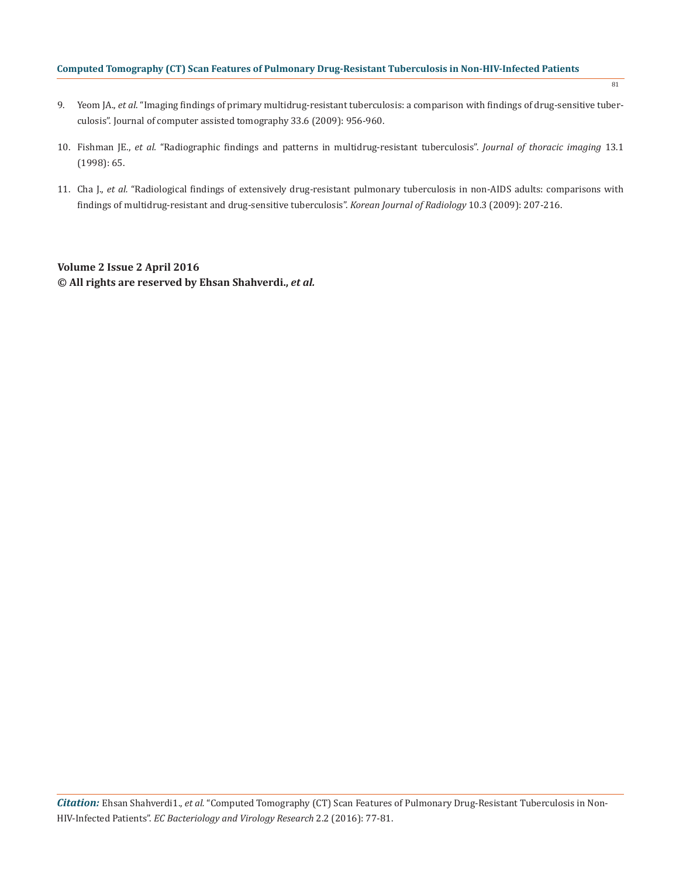9. Yeom JA., *et al.* "Imaging findings of primary multidrug-resistant tuberculosis: a comparison with findings of drug-sensitive tuberculosis". Journal of computer assisted tomography 33.6 (2009): 956-960.

10. Fishman JE., *et al.* "Radiographic findings and patterns in multidrug-resistant tuberculosis". *Journal of thoracic imaging* 13.1 (1998): 65.

11. Cha J., *et al.* "Radiological findings of extensively drug-resistant pulmonary tuberculosis in non-AIDS adults: comparisons with findings of multidrug-resistant and drug-sensitive tuberculosis". *Korean Journal of Radiology* 10.3 (2009): 207-216.

**Volume 2 Issue 2 April 2016**
**© All rights are reserved by Ehsan Shahverdi., *et al.***